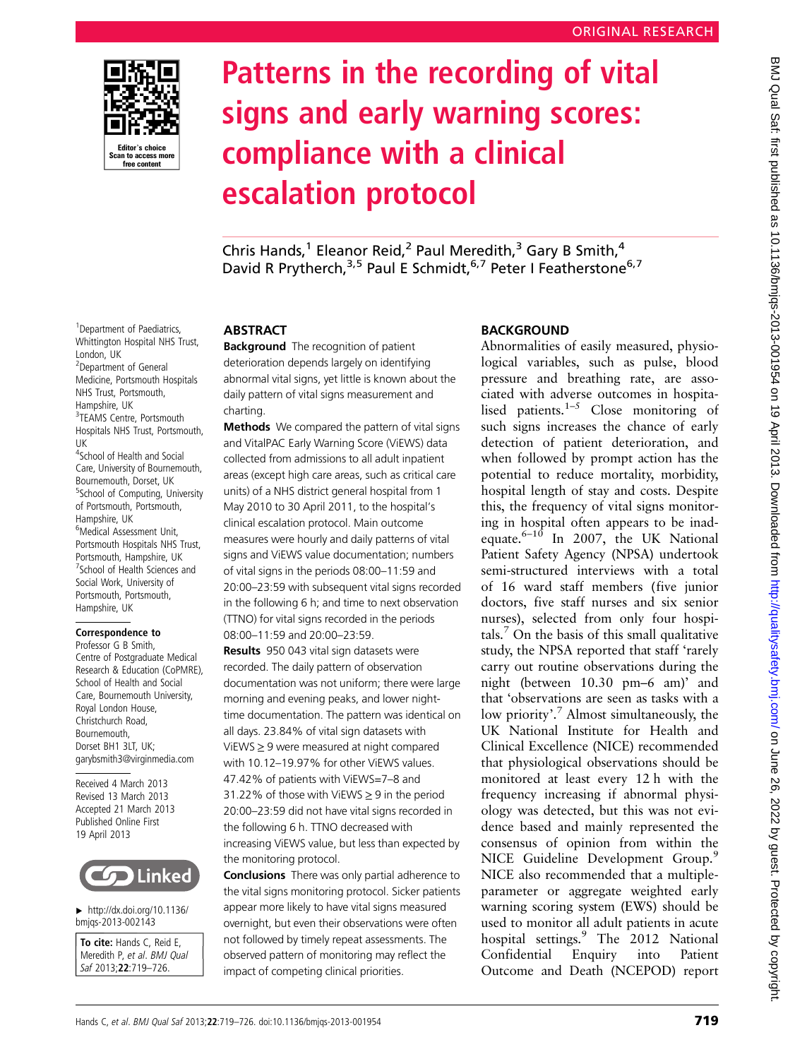ORIGINAL RESEARCH

# Patterns in the recording of vital signs and early warning scores: compliance with a clinical escalation protocol

Chris Hands,[1] Eleanor Reid,[2] Paul Meredith,[3] Gary B Smith,[4] David R Prytherch,[3,5] Paul E Schmidt,[6,7] Peter I Featherstone[6,7]

[1]Department of Paediatrics, Whittington Hospital NHS Trust, London, UK
[2]Department of General Medicine, Portsmouth Hospitals NHS Trust, Portsmouth, Hampshire, UK
[3]TEAMS Centre, Portsmouth Hospitals NHS Trust, Portsmouth, UK
[4]School of Health and Social Care, University of Bournemouth, Bournemouth, Dorset, UK
[5]School of Computing, University of Portsmouth, Portsmouth, Hampshire, UK
[6]Medical Assessment Unit, Portsmouth Hospitals NHS Trust, Portsmouth, Hampshire, UK
[7]School of Health Sciences and Social Work, University of Portsmouth, Portsmouth, Hampshire, UK

**Correspondence to**
Professor G B Smith, Centre of Postgraduate Medical Research & Education (CoPMRE), School of Health and Social Care, Bournemouth University, Royal London House, Christchurch Road, Bournemouth, Dorset BH1 3LT, UK; garybsmith3@virginmedia.com

Received 4 March 2013
Revised 13 March 2013
Accepted 21 March 2013
Published Online First 19 April 2013

► http://dx.doi.org/10.1136/bmjqs-2013-002143

**To cite:** Hands C, Reid E, Meredith P, *et al. BMJ Qual Saf* 2013;**22**:719–726.

## ABSTRACT

**Background** The recognition of patient deterioration depends largely on identifying abnormal vital signs, yet little is known about the daily pattern of vital signs measurement and charting.

**Methods** We compared the pattern of vital signs and VitalPAC Early Warning Score (ViEWS) data collected from admissions to all adult inpatient areas (except high care areas, such as critical care units) of a NHS district general hospital from 1 May 2010 to 30 April 2011, to the hospital's clinical escalation protocol. Main outcome measures were hourly and daily patterns of vital signs and ViEWS value documentation; numbers of vital signs in the periods 08:00–11:59 and 20:00–23:59 with subsequent vital signs recorded in the following 6 h; and time to next observation (TTNO) for vital signs recorded in the periods 08:00–11:59 and 20:00–23:59.

**Results** 950 043 vital sign datasets were recorded. The daily pattern of observation documentation was not uniform; there were large morning and evening peaks, and lower night-time documentation. The pattern was identical on all days. 23.84% of vital sign datasets with ViEWS ≥ 9 were measured at night compared with 10.12–19.97% for other ViEWS values. 47.42% of patients with ViEWS=7–8 and 31.22% of those with ViEWS ≥ 9 in the period 20:00–23:59 did not have vital signs recorded in the following 6 h. TTNO decreased with increasing ViEWS value, but less than expected by the monitoring protocol.

**Conclusions** There was only partial adherence to the vital signs monitoring protocol. Sicker patients appear more likely to have vital signs measured overnight, but even their observations were often not followed by timely repeat assessments. The observed pattern of monitoring may reflect the impact of competing clinical priorities.

## BACKGROUND

Abnormalities of easily measured, physiological variables, such as pulse, blood pressure and breathing rate, are associated with adverse outcomes in hospitalised patients.[1–5] Close monitoring of such signs increases the chance of early detection of patient deterioration, and when followed by prompt action has the potential to reduce mortality, morbidity, hospital length of stay and costs. Despite this, the frequency of vital signs monitoring in hospital often appears to be inadequate.[6–10] In 2007, the UK National Patient Safety Agency (NPSA) undertook semi-structured interviews with a total of 16 ward staff members (five junior doctors, five staff nurses and six senior nurses), selected from only four hospitals.[7] On the basis of this small qualitative study, the NPSA reported that staff 'rarely carry out routine observations during the night (between 10.30 pm–6 am)' and that 'observations are seen as tasks with a low priority'.[7] Almost simultaneously, the UK National Institute for Health and Clinical Excellence (NICE) recommended that physiological observations should be monitored at least every 12 h with the frequency increasing if abnormal physiology was detected, but this was not evidence based and mainly represented the consensus of opinion from within the NICE Guideline Development Group.[9] NICE also recommended that a multiple-parameter or aggregate weighted early warning scoring system (EWS) should be used to monitor all adult patients in acute hospital settings.[9] The 2012 National Confidential Enquiry into Patient Outcome and Death (NCEPOD) report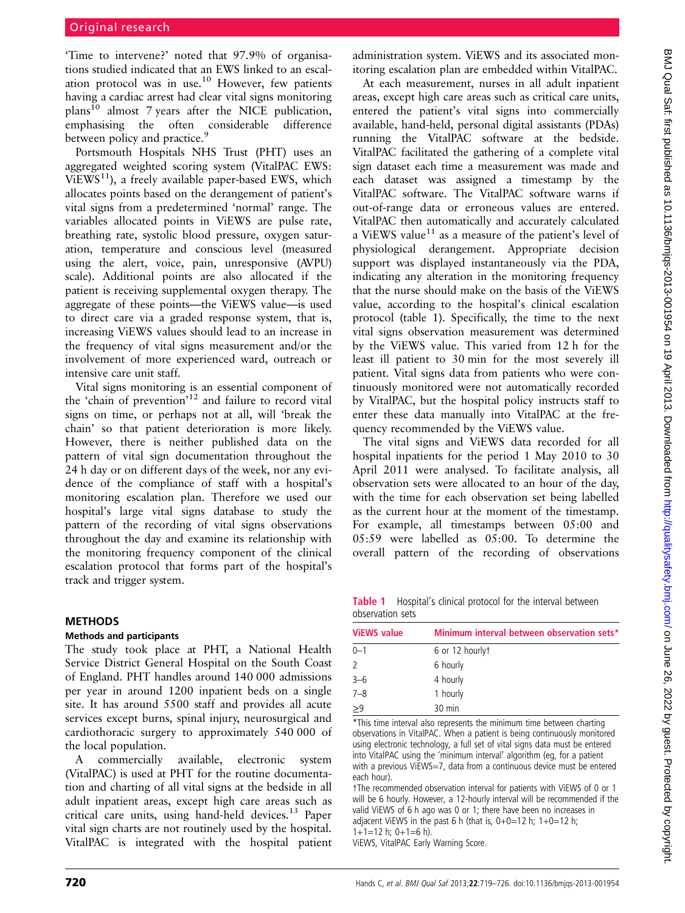'Time to intervene?' noted that 97.9% of organisations studied indicated that an EWS linked to an escalation protocol was in use.[10] However, few patients having a cardiac arrest had clear vital signs monitoring plans[10] almost 7 years after the NICE publication, emphasising the often considerable difference between policy and practice.[9]

Portsmouth Hospitals NHS Trust (PHT) uses an aggregated weighted scoring system (VitalPAC EWS: ViEWS[11]), a freely available paper-based EWS, which allocates points based on the derangement of patient's vital signs from a predetermined 'normal' range. The variables allocated points in ViEWS are pulse rate, breathing rate, systolic blood pressure, oxygen saturation, temperature and conscious level (measured using the alert, voice, pain, unresponsive (AVPU) scale). Additional points are also allocated if the patient is receiving supplemental oxygen therapy. The aggregate of these points—the ViEWS value—is used to direct care via a graded response system, that is, increasing ViEWS values should lead to an increase in the frequency of vital signs measurement and/or the involvement of more experienced ward, outreach or intensive care unit staff.

Vital signs monitoring is an essential component of the 'chain of prevention'[12] and failure to record vital signs on time, or perhaps not at all, will 'break the chain' so that patient deterioration is more likely. However, there is neither published data on the pattern of vital sign documentation throughout the 24 h day or on different days of the week, nor any evidence of the compliance of staff with a hospital's monitoring escalation plan. Therefore we used our hospital's large vital signs database to study the pattern of the recording of vital signs observations throughout the day and examine its relationship with the monitoring frequency component of the clinical escalation protocol that forms part of the hospital's track and trigger system.

## METHODS

### Methods and participants

The study took place at PHT, a National Health Service District General Hospital on the South Coast of England. PHT handles around 140 000 admissions per year in around 1200 inpatient beds on a single site. It has around 5500 staff and provides all acute services except burns, spinal injury, neurosurgical and cardiothoracic surgery to approximately 540 000 of the local population.

A commercially available, electronic system (VitalPAC) is used at PHT for the routine documentation and charting of all vital signs at the bedside in all adult inpatient areas, except high care areas such as critical care units, using hand-held devices.[13] Paper vital sign charts are not routinely used by the hospital. VitalPAC is integrated with the hospital patient administration system. ViEWS and its associated monitoring escalation plan are embedded within VitalPAC.

At each measurement, nurses in all adult inpatient areas, except high care areas such as critical care units, entered the patient's vital signs into commercially available, hand-held, personal digital assistants (PDAs) running the VitalPAC software at the bedside. VitalPAC facilitated the gathering of a complete vital sign dataset each time a measurement was made and each dataset was assigned a timestamp by the VitalPAC software. The VitalPAC software warns if out-of-range data or erroneous values are entered. VitalPAC then automatically and accurately calculated a ViEWS value[11] as a measure of the patient's level of physiological derangement. Appropriate decision support was displayed instantaneously via the PDA, indicating any alteration in the monitoring frequency that the nurse should make on the basis of the ViEWS value, according to the hospital's clinical escalation protocol (table 1). Specifically, the time to the next vital signs observation measurement was determined by the ViEWS value. This varied from 12 h for the least ill patient to 30 min for the most severely ill patient. Vital signs data from patients who were continuously monitored were not automatically recorded by VitalPAC, but the hospital policy instructs staff to enter these data manually into VitalPAC at the frequency recommended by the ViEWS value.

The vital signs and ViEWS data recorded for all hospital inpatients for the period 1 May 2010 to 30 April 2011 were analysed. To facilitate analysis, all observation sets were allocated to an hour of the day, with the time for each observation set being labelled as the current hour at the moment of the timestamp. For example, all timestamps between 05:00 and 05:59 were labelled as 05:00. To determine the overall pattern of the recording of observations

**Table 1** Hospital's clinical protocol for the interval between observation sets

| ViEWS value | Minimum interval between observation sets* |
|---|---|
| 0–1 | 6 or 12 hourly† |
| 2 | 6 hourly |
| 3–6 | 4 hourly |
| 7–8 | 1 hourly |
| ≥9 | 30 min |

*This time interval also represents the minimum time between charting observations in VitalPAC. When a patient is being continuously monitored using electronic technology, a full set of vital signs data must be entered into VitalPAC using the 'minimum interval' algorithm (eg, for a patient with a previous ViEWS=7, data from a continuous device must be entered each hour).

†The recommended observation interval for patients with ViEWS of 0 or 1 will be 6 hourly. However, a 12-hourly interval will be recommended if the valid ViEWS of 6 h ago was 0 or 1; there have been no increases in adjacent ViEWS in the past 6 h (that is, 0+0=12 h; 1+0=12 h; 1+1=12 h; 0+1=6 h).

ViEWS, VitalPAC Early Warning Score.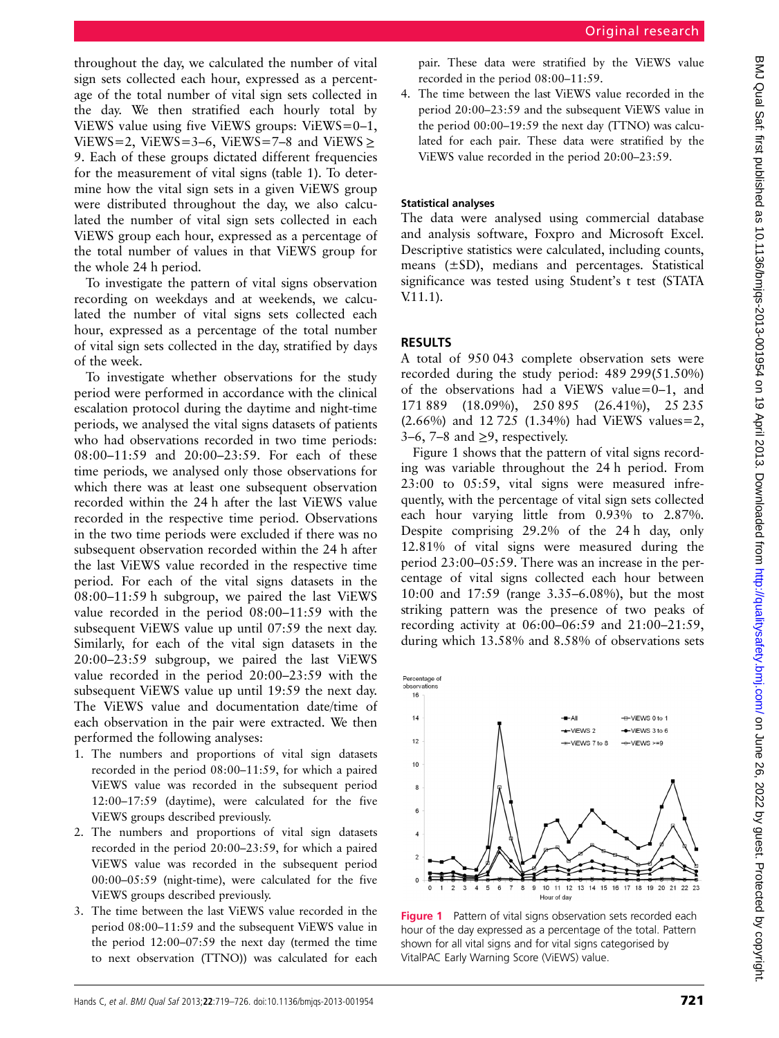throughout the day, we calculated the number of vital sign sets collected each hour, expressed as a percentage of the total number of vital sign sets collected in the day. We then stratified each hourly total by ViEWS value using five ViEWS groups: ViEWS=0–1, ViEWS=2, ViEWS=3–6, ViEWS=7–8 and ViEWS ≥ 9. Each of these groups dictated different frequencies for the measurement of vital signs (table 1). To determine how the vital sign sets in a given ViEWS group were distributed throughout the day, we also calculated the number of vital sign sets collected in each ViEWS group each hour, expressed as a percentage of the total number of values in that ViEWS group for the whole 24 h period.

To investigate the pattern of vital signs observation recording on weekdays and at weekends, we calculated the number of vital signs sets collected each hour, expressed as a percentage of the total number of vital sign sets collected in the day, stratified by days of the week.

To investigate whether observations for the study period were performed in accordance with the clinical escalation protocol during the daytime and night-time periods, we analysed the vital signs datasets of patients who had observations recorded in two time periods: 08:00–11:59 and 20:00–23:59. For each of these time periods, we analysed only those observations for which there was at least one subsequent observation recorded within the 24 h after the last ViEWS value recorded in the respective time period. Observations in the two time periods were excluded if there was no subsequent observation recorded within the 24 h after the last ViEWS value recorded in the respective time period. For each of the vital signs datasets in the 08:00–11:59 h subgroup, we paired the last ViEWS value recorded in the period 08:00–11:59 with the subsequent ViEWS value up until 07:59 the next day. Similarly, for each of the vital sign datasets in the 20:00–23:59 subgroup, we paired the last ViEWS value recorded in the period 20:00–23:59 with the subsequent ViEWS value up until 19:59 the next day. The ViEWS value and documentation date/time of each observation in the pair were extracted. We then performed the following analyses:

1. The numbers and proportions of vital sign datasets recorded in the period 08:00–11:59, for which a paired ViEWS value was recorded in the subsequent period 12:00–17:59 (daytime), were calculated for the five ViEWS groups described previously.
2. The numbers and proportions of vital sign datasets recorded in the period 20:00–23:59, for which a paired ViEWS value was recorded in the subsequent period 00:00–05:59 (night-time), were calculated for the five ViEWS groups described previously.
3. The time between the last ViEWS value recorded in the period 08:00–11:59 and the subsequent ViEWS value in the period 12:00–07:59 the next day (termed the time to next observation (TTNO)) was calculated for each pair. These data were stratified by the ViEWS value recorded in the period 08:00–11:59.
4. The time between the last ViEWS value recorded in the period 20:00–23:59 and the subsequent ViEWS value in the period 00:00–19:59 the next day (TTNO) was calculated for each pair. These data were stratified by the ViEWS value recorded in the period 20:00–23:59.

### Statistical analyses

The data were analysed using commercial database and analysis software, Foxpro and Microsoft Excel. Descriptive statistics were calculated, including counts, means (±SD), medians and percentages. Statistical significance was tested using Student's t test (STATA V.11.1).

## RESULTS

A total of 950 043 complete observation sets were recorded during the study period: 489 299(51.50%) of the observations had a ViEWS value=0–1, and 171 889 (18.09%), 250 895 (26.41%), 25 235 (2.66%) and 12 725 (1.34%) had ViEWS values=2, 3–6, 7–8 and ≥9, respectively.

Figure 1 shows that the pattern of vital signs recording was variable throughout the 24 h period. From 23:00 to 05:59, vital signs were measured infrequently, with the percentage of vital sign sets collected each hour varying little from 0.93% to 2.87%. Despite comprising 29.2% of the 24 h day, only 12.81% of vital signs were measured during the period 23:00–05:59. There was an increase in the percentage of vital signs collected each hour between 10:00 and 17:59 (range 3.35–6.08%), but the most striking pattern was the presence of two peaks of recording activity at 06:00–06:59 and 21:00–21:59, during which 13.58% and 8.58% of observations sets

**Figure 1** Pattern of vital signs observation sets recorded each hour of the day expressed as a percentage of the total. Pattern shown for all vital signs and for vital signs categorised by VitalPAC Early Warning Score (ViEWS) value.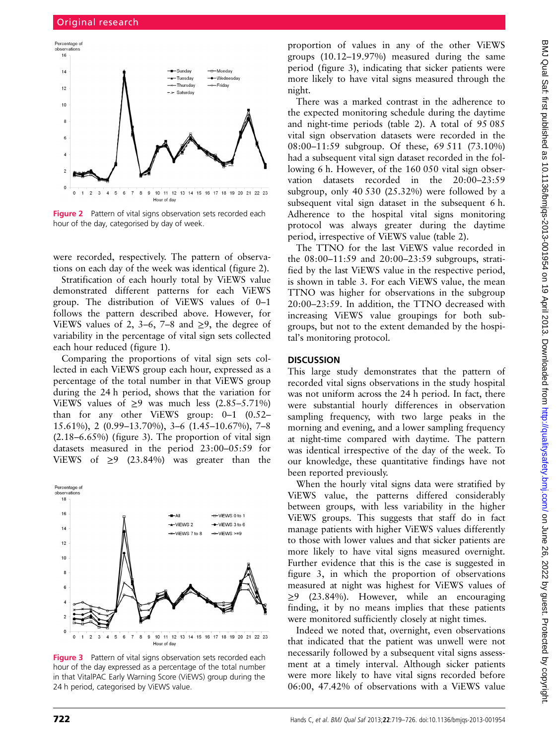Figure 2 Pattern of vital signs observation sets recorded each hour of the day, categorised by day of week.

were recorded, respectively. The pattern of observations on each day of the week was identical (figure 2).

Stratification of each hourly total by ViEWS value demonstrated different patterns for each ViEWS group. The distribution of ViEWS values of 0–1 follows the pattern described above. However, for ViEWS values of 2, 3–6, 7–8 and ≥9, the degree of variability in the percentage of vital sign sets collected each hour reduced (figure 1).

Comparing the proportions of vital sign sets collected in each ViEWS group each hour, expressed as a percentage of the total number in that ViEWS group during the 24 h period, shows that the variation for ViEWS values of ≥9 was much less (2.85–5.71%) than for any other ViEWS group: 0–1 (0.52–15.61%), 2 (0.99–13.70%), 3–6 (1.45–10.67%), 7–8 (2.18–6.65%) (figure 3). The proportion of vital sign datasets measured in the period 23:00–05:59 for ViEWS of ≥9 (23.84%) was greater than the proportion of values in any of the other ViEWS groups (10.12–19.97%) measured during the same period (figure 3), indicating that sicker patients were more likely to have vital signs measured through the night.

Figure 3 Pattern of vital signs observation sets recorded each hour of the day expressed as a percentage of the total number in that VitalPAC Early Warning Score (ViEWS) group during the 24 h period, categorised by ViEWS value.

There was a marked contrast in the adherence to the expected monitoring schedule during the daytime and night-time periods (table 2). A total of 95 085 vital sign observation datasets were recorded in the 08:00–11:59 subgroup. Of these, 69 511 (73.10%) had a subsequent vital sign dataset recorded in the following 6 h. However, of the 160 050 vital sign observation datasets recorded in the 20:00–23:59 subgroup, only 40 530 (25.32%) were followed by a subsequent vital sign dataset in the subsequent 6 h. Adherence to the hospital vital signs monitoring protocol was always greater during the daytime period, irrespective of ViEWS value (table 2).

The TTNO for the last ViEWS value recorded in the 08:00–11:59 and 20:00–23:59 subgroups, stratified by the last ViEWS value in the respective period, is shown in table 3. For each ViEWS value, the mean TTNO was higher for observations in the subgroup 20:00–23:59. In addition, the TTNO decreased with increasing ViEWS value groupings for both subgroups, but not to the extent demanded by the hospital's monitoring protocol.

## DISCUSSION

This large study demonstrates that the pattern of recorded vital signs observations in the study hospital was not uniform across the 24 h period. In fact, there were substantial hourly differences in observation sampling frequency, with two large peaks in the morning and evening, and a lower sampling frequency at night-time compared with daytime. The pattern was identical irrespective of the day of the week. To our knowledge, these quantitative findings have not been reported previously.

When the hourly vital signs data were stratified by ViEWS value, the patterns differed considerably between groups, with less variability in the higher ViEWS groups. This suggests that staff do in fact manage patients with higher ViEWS values differently to those with lower values and that sicker patients are more likely to have vital signs measured overnight. Further evidence that this is the case is suggested in figure 3, in which the proportion of observations measured at night was highest for ViEWS values of ≥9 (23.84%). However, while an encouraging finding, it by no means implies that these patients were monitored sufficiently closely at night times.

Indeed we noted that, overnight, even observations that indicated that the patient was unwell were not necessarily followed by a subsequent vital signs assessment at a timely interval. Although sicker patients were more likely to have vital signs recorded before 06:00, 47.42% of observations with a ViEWS value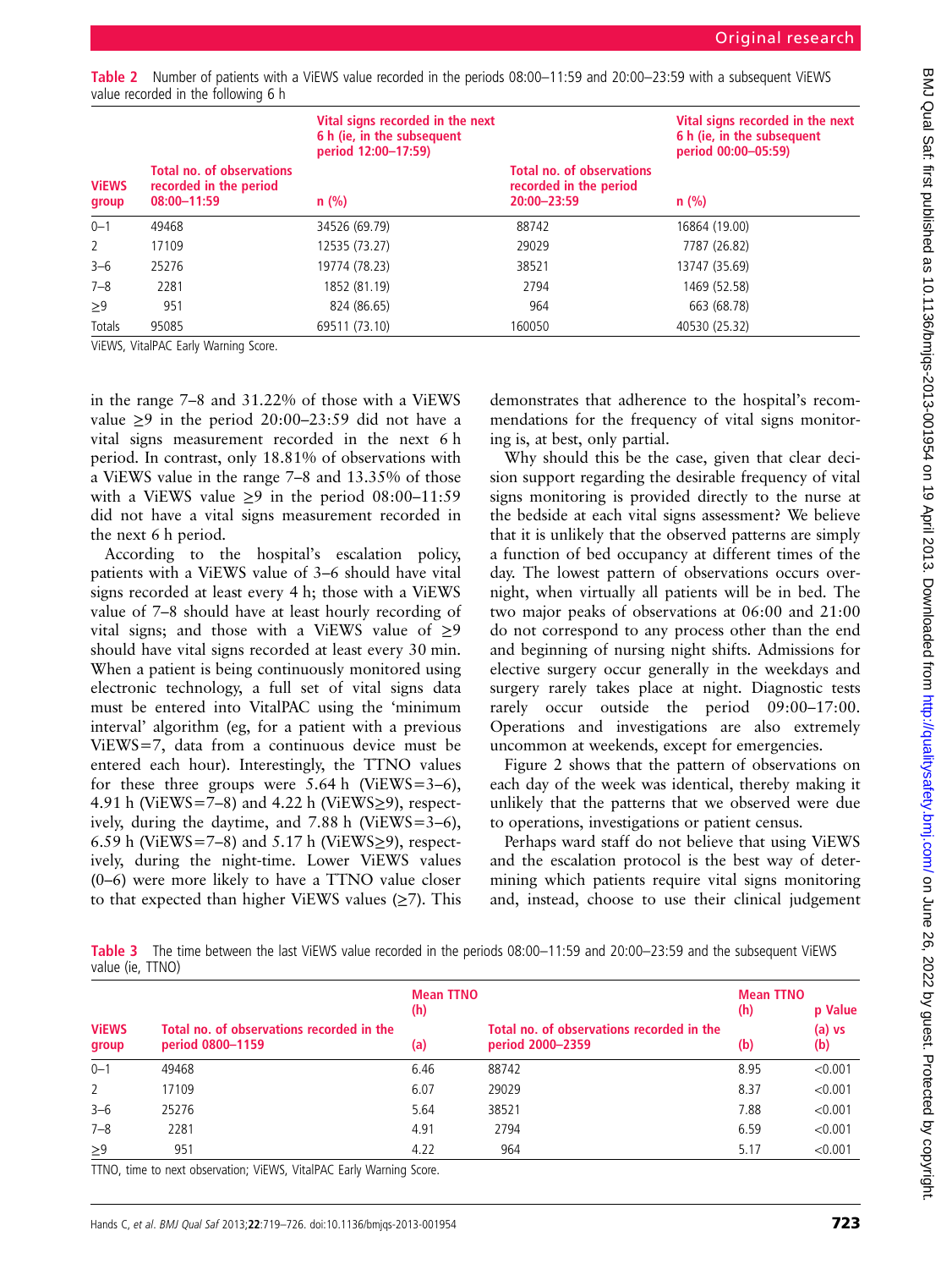**Table 2** Number of patients with a ViEWS value recorded in the periods 08:00–11:59 and 20:00–23:59 with a subsequent ViEWS value recorded in the following 6 h

| ViEWS group | Total no. of observations recorded in the period 08:00–11:59 | Vital signs recorded in the next 6 h (ie, in the subsequent period 12:00–17:59) n (%) | Total no. of observations recorded in the period 20:00–23:59 | Vital signs recorded in the next 6 h (ie, in the subsequent period 00:00–05:59) n (%) |
|---|---|---|---|---|
| 0–1 | 49468 | 34526 (69.79) | 88742 | 16864 (19.00) |
| 2 | 17109 | 12535 (73.27) | 29029 | 7787 (26.82) |
| 3–6 | 25276 | 19774 (78.23) | 38521 | 13747 (35.69) |
| 7–8 | 2281 | 1852 (81.19) | 2794 | 1469 (52.58) |
| ≥9 | 951 | 824 (86.65) | 964 | 663 (68.78) |
| Totals | 95085 | 69511 (73.10) | 160050 | 40530 (25.32) |

ViEWS, VitalPAC Early Warning Score.

in the range 7–8 and 31.22% of those with a ViEWS value ≥9 in the period 20:00–23:59 did not have a vital signs measurement recorded in the next 6 h period. In contrast, only 18.81% of observations with a ViEWS value in the range 7–8 and 13.35% of those with a ViEWS value ≥9 in the period 08:00–11:59 did not have a vital signs measurement recorded in the next 6 h period.

According to the hospital's escalation policy, patients with a ViEWS value of 3–6 should have vital signs recorded at least every 4 h; those with a ViEWS value of 7–8 should have at least hourly recording of vital signs; and those with a ViEWS value of ≥9 should have vital signs recorded at least every 30 min. When a patient is being continuously monitored using electronic technology, a full set of vital signs data must be entered into VitalPAC using the 'minimum interval' algorithm (eg, for a patient with a previous ViEWS=7, data from a continuous device must be entered each hour). Interestingly, the TTNO values for these three groups were 5.64 h (ViEWS=3–6), 4.91 h (ViEWS=7–8) and 4.22 h (ViEWS≥9), respectively, during the daytime, and 7.88 h (ViEWS=3–6), 6.59 h (ViEWS=7–8) and 5.17 h (ViEWS≥9), respectively, during the night-time. Lower ViEWS values (0–6) were more likely to have a TTNO value closer to that expected than higher ViEWS values (≥7). This demonstrates that adherence to the hospital's recommendations for the frequency of vital signs monitoring is, at best, only partial.

Why should this be the case, given that clear decision support regarding the desirable frequency of vital signs monitoring is provided directly to the nurse at the bedside at each vital signs assessment? We believe that it is unlikely that the observed patterns are simply a function of bed occupancy at different times of the day. The lowest pattern of observations occurs overnight, when virtually all patients will be in bed. The two major peaks of observations at 06:00 and 21:00 do not correspond to any process other than the end and beginning of nursing night shifts. Admissions for elective surgery occur generally in the weekdays and surgery rarely takes place at night. Diagnostic tests rarely occur outside the period 09:00–17:00. Operations and investigations are also extremely uncommon at weekends, except for emergencies.

Figure 2 shows that the pattern of observations on each day of the week was identical, thereby making it unlikely that the patterns that we observed were due to operations, investigations or patient census.

Perhaps ward staff do not believe that using ViEWS and the escalation protocol is the best way of determining which patients require vital signs monitoring and, instead, choose to use their clinical judgement

**Table 3** The time between the last ViEWS value recorded in the periods 08:00–11:59 and 20:00–23:59 and the subsequent ViEWS value (ie, TTNO)

| ViEWS group | Total no. of observations recorded in the period 0800–1159 | Mean TTNO (h) (a) | Total no. of observations recorded in the period 2000–2359 | Mean TTNO (h) (b) | p Value (a) vs (b) |
|---|---|---|---|---|---|
| 0–1 | 49468 | 6.46 | 88742 | 8.95 | <0.001 |
| 2 | 17109 | 6.07 | 29029 | 8.37 | <0.001 |
| 3–6 | 25276 | 5.64 | 38521 | 7.88 | <0.001 |
| 7–8 | 2281 | 4.91 | 2794 | 6.59 | <0.001 |
| ≥9 | 951 | 4.22 | 964 | 5.17 | <0.001 |

TTNO, time to next observation; ViEWS, VitalPAC Early Warning Score.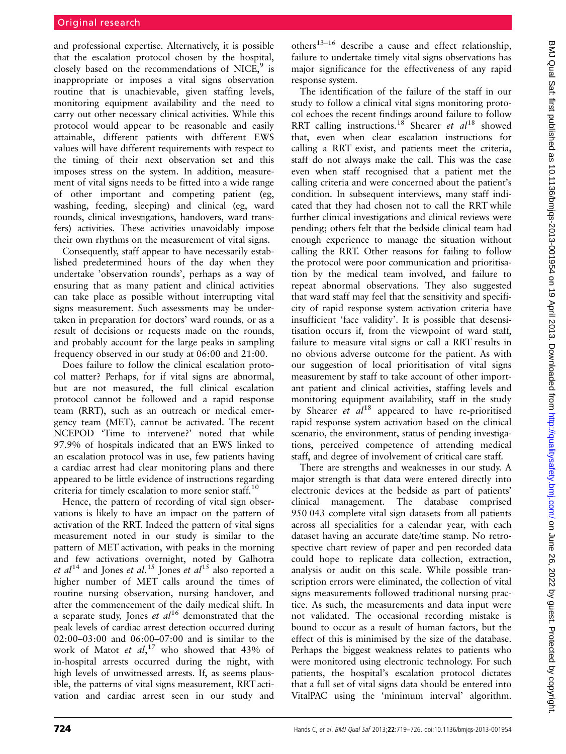and professional expertise. Alternatively, it is possible that the escalation protocol chosen by the hospital, closely based on the recommendations of NICE,[9] is inappropriate or imposes a vital signs observation routine that is unachievable, given staffing levels, monitoring equipment availability and the need to carry out other necessary clinical activities. While this protocol would appear to be reasonable and easily attainable, different patients with different EWS values will have different requirements with respect to the timing of their next observation set and this imposes stress on the system. In addition, measurement of vital signs needs to be fitted into a wide range of other important and competing patient (eg, washing, feeding, sleeping) and clinical (eg, ward rounds, clinical investigations, handovers, ward transfers) activities. These activities unavoidably impose their own rhythms on the measurement of vital signs.

Consequently, staff appear to have necessarily established predetermined hours of the day when they undertake 'observation rounds', perhaps as a way of ensuring that as many patient and clinical activities can take place as possible without interrupting vital signs measurement. Such assessments may be undertaken in preparation for doctors' ward rounds, or as a result of decisions or requests made on the rounds, and probably account for the large peaks in sampling frequency observed in our study at 06:00 and 21:00.

Does failure to follow the clinical escalation protocol matter? Perhaps, for if vital signs are abnormal, but are not measured, the full clinical escalation protocol cannot be followed and a rapid response team (RRT), such as an outreach or medical emergency team (MET), cannot be activated. The recent NCEPOD 'Time to intervene?' noted that while 97.9% of hospitals indicated that an EWS linked to an escalation protocol was in use, few patients having a cardiac arrest had clear monitoring plans and there appeared to be little evidence of instructions regarding criteria for timely escalation to more senior staff.[10]

Hence, the pattern of recording of vital sign observations is likely to have an impact on the pattern of activation of the RRT. Indeed the pattern of vital signs measurement noted in our study is similar to the pattern of MET activation, with peaks in the morning and few activations overnight, noted by Galhotra *et al*[14] and Jones *et al*.[15] Jones *et al*[15] also reported a higher number of MET calls around the times of routine nursing observation, nursing handover, and after the commencement of the daily medical shift. In a separate study, Jones *et al*[16] demonstrated that the peak levels of cardiac arrest detection occurred during 02:00–03:00 and 06:00–07:00 and is similar to the work of Matot *et al*,[17] who showed that 43% of in-hospital arrests occurred during the night, with high levels of unwitnessed arrests. If, as seems plausible, the patterns of vital signs measurement, RRT activation and cardiac arrest seen in our study and others[13–16] describe a cause and effect relationship, failure to undertake timely vital signs observations has major significance for the effectiveness of any rapid response system.

The identification of the failure of the staff in our study to follow a clinical vital signs monitoring protocol echoes the recent findings around failure to follow RRT calling instructions.[18] Shearer *et al*[18] showed that, even when clear escalation instructions for calling a RRT exist, and patients meet the criteria, staff do not always make the call. This was the case even when staff recognised that a patient met the calling criteria and were concerned about the patient's condition. In subsequent interviews, many staff indicated that they had chosen not to call the RRT while further clinical investigations and clinical reviews were pending; others felt that the bedside clinical team had enough experience to manage the situation without calling the RRT. Other reasons for failing to follow the protocol were poor communication and prioritisation by the medical team involved, and failure to repeat abnormal observations. They also suggested that ward staff may feel that the sensitivity and specificity of rapid response system activation criteria have insufficient 'face validity'. It is possible that desensitisation occurs if, from the viewpoint of ward staff, failure to measure vital signs or call a RRT results in no obvious adverse outcome for the patient. As with our suggestion of local prioritisation of vital signs measurement by staff to take account of other important patient and clinical activities, staffing levels and monitoring equipment availability, staff in the study by Shearer *et al*[18] appeared to have re-prioritised rapid response system activation based on the clinical scenario, the environment, status of pending investigations, perceived competence of attending medical staff, and degree of involvement of critical care staff.

There are strengths and weaknesses in our study. A major strength is that data were entered directly into electronic devices at the bedside as part of patients' clinical management. The database comprised 950 043 complete vital sign datasets from all patients across all specialities for a calendar year, with each dataset having an accurate date/time stamp. No retrospective chart review of paper and pen recorded data could hope to replicate data collection, extraction, analysis or audit on this scale. While possible transcription errors were eliminated, the collection of vital signs measurements followed traditional nursing practice. As such, the measurements and data input were not validated. The occasional recording mistake is bound to occur as a result of human factors, but the effect of this is minimised by the size of the database. Perhaps the biggest weakness relates to patients who were monitored using electronic technology. For such patients, the hospital's escalation protocol dictates that a full set of vital signs data should be entered into VitalPAC using the 'minimum interval' algorithm.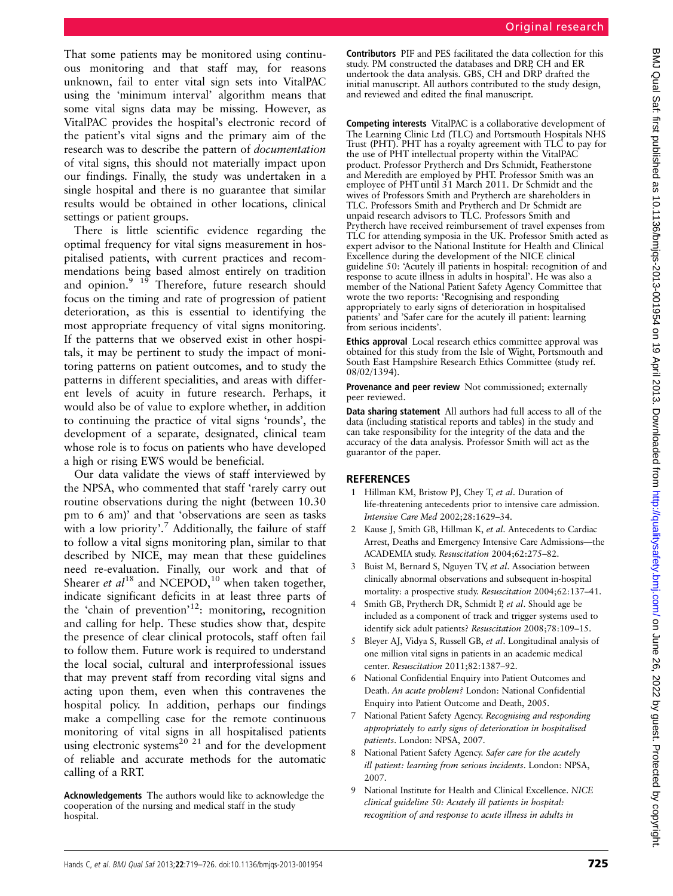That some patients may be monitored using continuous monitoring and that staff may, for reasons unknown, fail to enter vital sign sets into VitalPAC using the 'minimum interval' algorithm means that some vital signs data may be missing. However, as VitalPAC provides the hospital's electronic record of the patient's vital signs and the primary aim of the research was to describe the pattern of *documentation* of vital signs, this should not materially impact upon our findings. Finally, the study was undertaken in a single hospital and there is no guarantee that similar results would be obtained in other locations, clinical settings or patient groups.

There is little scientific evidence regarding the optimal frequency for vital signs measurement in hospitalised patients, with current practices and recommendations being based almost entirely on tradition and opinion.[9 19] Therefore, future research should focus on the timing and rate of progression of patient deterioration, as this is essential to identifying the most appropriate frequency of vital signs monitoring. If the patterns that we observed exist in other hospitals, it may be pertinent to study the impact of monitoring patterns on patient outcomes, and to study the patterns in different specialities, and areas with different levels of acuity in future research. Perhaps, it would also be of value to explore whether, in addition to continuing the practice of vital signs 'rounds', the development of a separate, designated, clinical team whose role is to focus on patients who have developed a high or rising EWS would be beneficial.

Our data validate the views of staff interviewed by the NPSA, who commented that staff 'rarely carry out routine observations during the night (between 10.30 pm to 6 am)' and that 'observations are seen as tasks with a low priority'.[7] Additionally, the failure of staff to follow a vital signs monitoring plan, similar to that described by NICE, may mean that these guidelines need re-evaluation. Finally, our work and that of Shearer *et al*[18] and NCEPOD,[10] when taken together, indicate significant deficits in at least three parts of the 'chain of prevention'[12]: monitoring, recognition and calling for help. These studies show that, despite the presence of clear clinical protocols, staff often fail to follow them. Future work is required to understand the local social, cultural and interprofessional issues that may prevent staff from recording vital signs and acting upon them, even when this contravenes the hospital policy. In addition, perhaps our findings make a compelling case for the remote continuous monitoring of vital signs in all hospitalised patients using electronic systems[20 21] and for the development of reliable and accurate methods for the automatic calling of a RRT.

**Acknowledgements** The authors would like to acknowledge the cooperation of the nursing and medical staff in the study hospital.

**Contributors** PIF and PES facilitated the data collection for this study. PM constructed the databases and DRP, CH and ER undertook the data analysis. GBS, CH and DRP drafted the initial manuscript. All authors contributed to the study design, and reviewed and edited the final manuscript.

**Competing interests** VitalPAC is a collaborative development of The Learning Clinic Ltd (TLC) and Portsmouth Hospitals NHS Trust (PHT). PHT has a royalty agreement with TLC to pay for the use of PHT intellectual property within the VitalPAC product. Professor Prytherch and Drs Schmidt, Featherstone and Meredith are employed by PHT. Professor Smith was an employee of PHT until 31 March 2011. Dr Schmidt and the wives of Professors Smith and Prytherch are shareholders in TLC. Professors Smith and Prytherch and Dr Schmidt are unpaid research advisors to TLC. Professors Smith and Prytherch have received reimbursement of travel expenses from TLC for attending symposia in the UK. Professor Smith acted as expert advisor to the National Institute for Health and Clinical Excellence during the development of the NICE clinical guideline 50: 'Acutely ill patients in hospital: recognition of and response to acute illness in adults in hospital'. He was also a member of the National Patient Safety Agency Committee that wrote the two reports: 'Recognising and responding appropriately to early signs of deterioration in hospitalised patients' and 'Safer care for the acutely ill patient: learning from serious incidents'.

**Ethics approval** Local research ethics committee approval was obtained for this study from the Isle of Wight, Portsmouth and South East Hampshire Research Ethics Committee (study ref. 08/02/1394).

**Provenance and peer review** Not commissioned; externally peer reviewed.

**Data sharing statement** All authors had full access to all of the data (including statistical reports and tables) in the study and can take responsibility for the integrity of the data and the accuracy of the data analysis. Professor Smith will act as the guarantor of the paper.

## REFERENCES

1. Hillman KM, Bristow PJ, Chey T, *et al*. Duration of life-threatening antecedents prior to intensive care admission. *Intensive Care Med* 2002;28:1629–34.
2. Kause J, Smith GB, Hillman K, *et al*. Antecedents to Cardiac Arrest, Deaths and Emergency Intensive Care Admissions—the ACADEMIA study. *Resuscitation* 2004;62:275–82.
3. Buist M, Bernard S, Nguyen TV, *et al*. Association between clinically abnormal observations and subsequent in-hospital mortality: a prospective study. *Resuscitation* 2004;62:137–41.
4. Smith GB, Prytherch DR, Schmidt P, *et al*. Should age be included as a component of track and trigger systems used to identify sick adult patients? *Resuscitation* 2008;78:109–15.
5. Bleyer AJ, Vidya S, Russell GB, *et al*. Longitudinal analysis of one million vital signs in patients in an academic medical center. *Resuscitation* 2011;82:1387–92.
6. National Confidential Enquiry into Patient Outcomes and Death. *An acute problem?* London: National Confidential Enquiry into Patient Outcome and Death, 2005.
7. National Patient Safety Agency. *Recognising and responding appropriately to early signs of deterioration in hospitalised patients*. London: NPSA, 2007.
8. National Patient Safety Agency. *Safer care for the acutely ill patient: learning from serious incidents*. London: NPSA, 2007.
9. National Institute for Health and Clinical Excellence. *NICE clinical guideline 50: Acutely ill patients in hospital: recognition of and response to acute illness in adults in*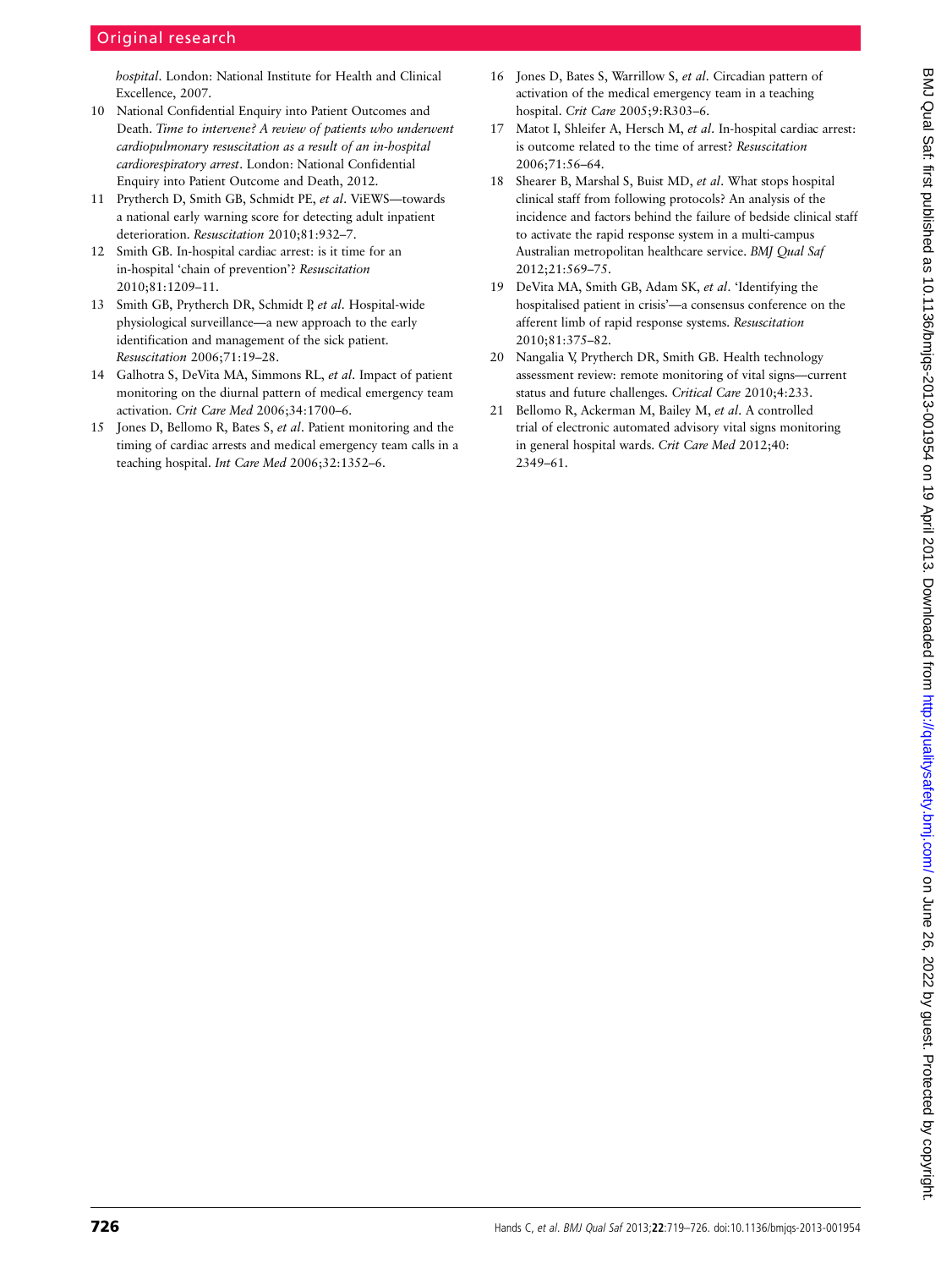*hospital*. London: National Institute for Health and Clinical Excellence, 2007.

10 National Confidential Enquiry into Patient Outcomes and Death. *Time to intervene? A review of patients who underwent cardiopulmonary resuscitation as a result of an in-hospital cardiorespiratory arrest*. London: National Confidential Enquiry into Patient Outcome and Death, 2012.
11 Prytherch D, Smith GB, Schmidt PE, *et al*. ViEWS—towards a national early warning score for detecting adult inpatient deterioration. *Resuscitation* 2010;81:932–7.
12 Smith GB. In-hospital cardiac arrest: is it time for an in-hospital 'chain of prevention'? *Resuscitation* 2010;81:1209–11.
13 Smith GB, Prytherch DR, Schmidt P, *et al*. Hospital-wide physiological surveillance—a new approach to the early identification and management of the sick patient. *Resuscitation* 2006;71:19–28.
14 Galhotra S, DeVita MA, Simmons RL, *et al*. Impact of patient monitoring on the diurnal pattern of medical emergency team activation. *Crit Care Med* 2006;34:1700–6.
15 Jones D, Bellomo R, Bates S, *et al*. Patient monitoring and the timing of cardiac arrests and medical emergency team calls in a teaching hospital. *Int Care Med* 2006;32:1352–6.
16 Jones D, Bates S, Warrillow S, *et al*. Circadian pattern of activation of the medical emergency team in a teaching hospital. *Crit Care* 2005;9:R303–6.
17 Matot I, Shleifer A, Hersch M, *et al*. In-hospital cardiac arrest: is outcome related to the time of arrest? *Resuscitation* 2006;71:56–64.
18 Shearer B, Marshal S, Buist MD, *et al*. What stops hospital clinical staff from following protocols? An analysis of the incidence and factors behind the failure of bedside clinical staff to activate the rapid response system in a multi-campus Australian metropolitan healthcare service. *BMJ Qual Saf* 2012;21:569–75.
19 DeVita MA, Smith GB, Adam SK, *et al*. 'Identifying the hospitalised patient in crisis'—a consensus conference on the afferent limb of rapid response systems. *Resuscitation* 2010;81:375–82.
20 Nangalia V, Prytherch DR, Smith GB. Health technology assessment review: remote monitoring of vital signs—current status and future challenges. *Critical Care* 2010;4:233.
21 Bellomo R, Ackerman M, Bailey M, *et al*. A controlled trial of electronic automated advisory vital signs monitoring in general hospital wards. *Crit Care Med* 2012;40:2349–61.